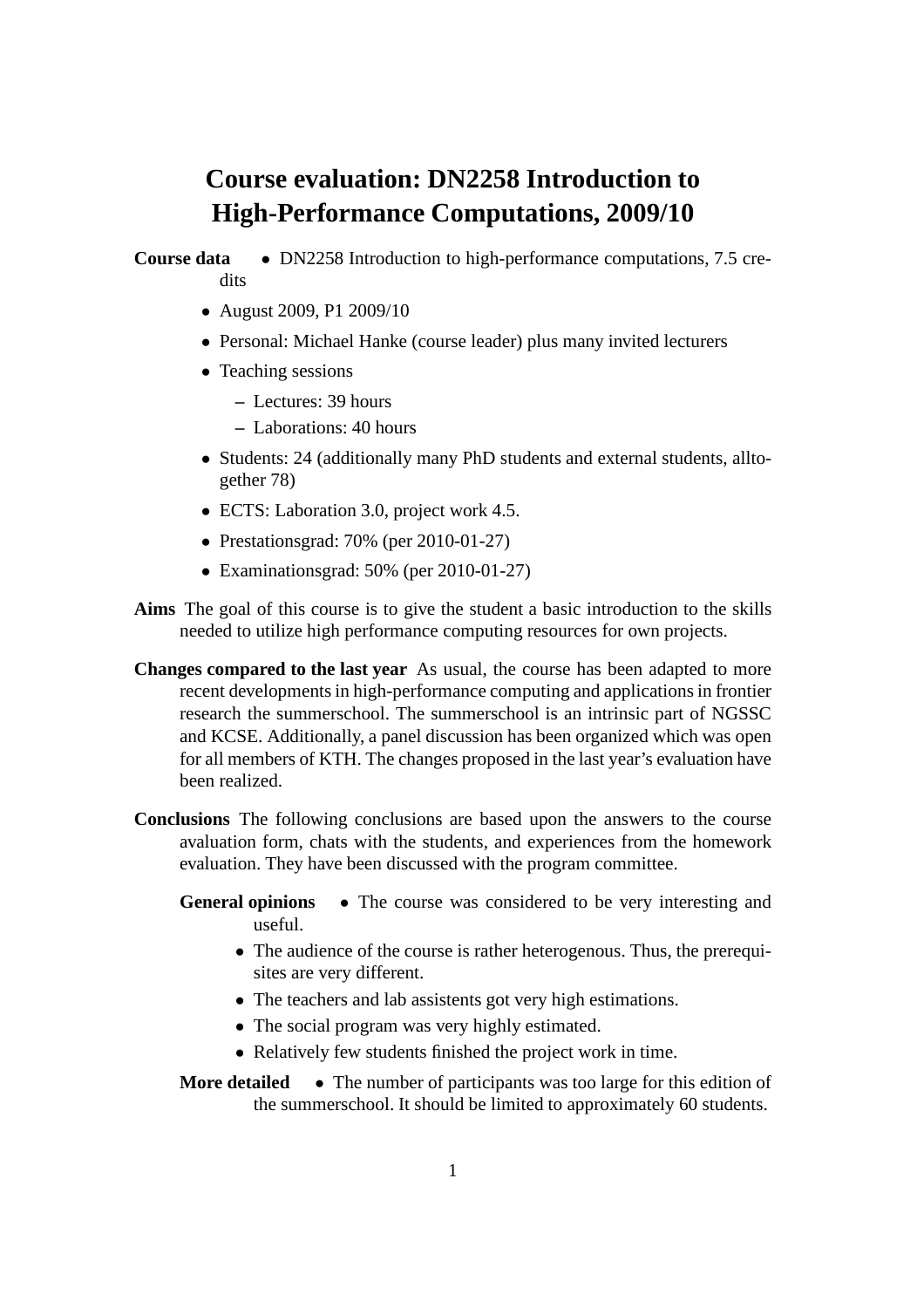# Course evaluation: DN2258 Introduction to High-Performance Computations, 2009/10

**Course data**

- DN2258 Introduction to high-performance computations, 7.5 credits
- August 2009, P1 2009/10
- Personal: Michael Hanke (course leader) plus many invited lecturers
- Teaching sessions
  - Lectures: 39 hours
  - Laborations: 40 hours
- Students: 24 (additionally many PhD students and external students, alltogether 78)
- ECTS: Laboration 3.0, project work 4.5.
- Prestationsgrad: 70% (per 2010-01-27)
- Examinationsgrad: 50% (per 2010-01-27)

**Aims** The goal of this course is to give the student a basic introduction to the skills needed to utilize high performance computing resources for own projects.

**Changes compared to the last year** As usual, the course has been adapted to more recent developments in high-performance computing and applications in frontier research the summerschool. The summerschool is an intrinsic part of NGSSC and KCSE. Additionally, a panel discussion has been organized which was open for all members of KTH. The changes proposed in the last year's evaluation have been realized.

**Conclusions** The following conclusions are based upon the answers to the course evaluation form, chats with the students, and experiences from the homework evaluation. They have been discussed with the program committee.

**General opinions**

- The course was considered to be very interesting and useful.
- The audience of the course is rather heterogenous. Thus, the prerequisites are very different.
- The teachers and lab assistents got very high estimations.
- The social program was very highly estimated.
- Relatively few students finished the project work in time.

**More detailed**

- The number of participants was too large for this edition of the summerschool. It should be limited to approximately 60 students.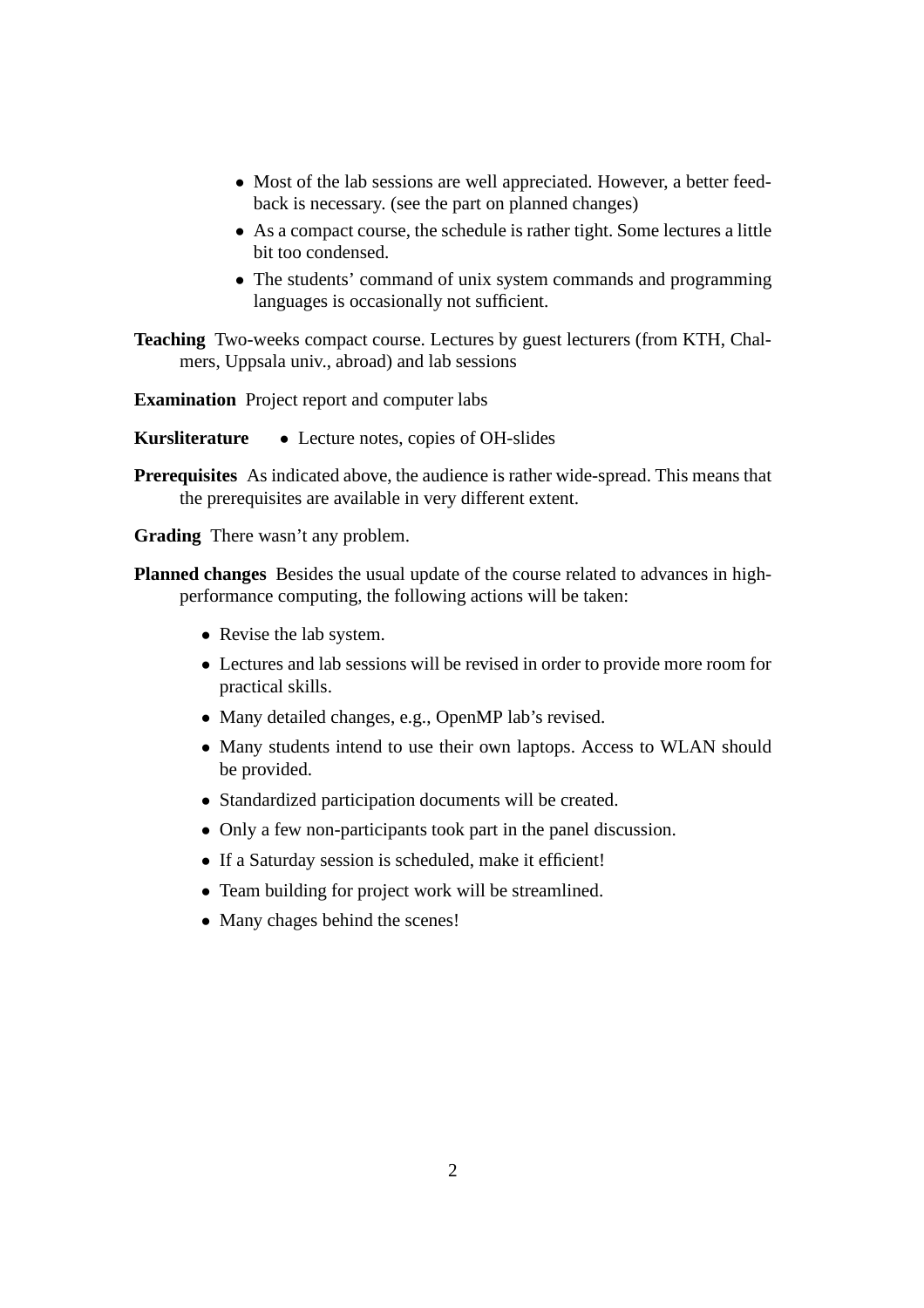- Most of the lab sessions are well appreciated. However, a better feedback is necessary. (see the part on planned changes)
- As a compact course, the schedule is rather tight. Some lectures a little bit too condensed.
- The students' command of unix system commands and programming languages is occasionally not sufficient.

**Teaching** Two-weeks compact course. Lectures by guest lecturers (from KTH, Chalmers, Uppsala univ., abroad) and lab sessions

**Examination** Project report and computer labs

**Kursliterature**

- Lecture notes, copies of OH-slides

**Prerequisites** As indicated above, the audience is rather wide-spread. This means that the prerequisites are available in very different extent.

**Grading** There wasn't any problem.

**Planned changes** Besides the usual update of the course related to advances in high-performance computing, the following actions will be taken:

- Revise the lab system.
- Lectures and lab sessions will be revised in order to provide more room for practical skills.
- Many detailed changes, e.g., OpenMP lab's revised.
- Many students intend to use their own laptops. Access to WLAN should be provided.
- Standardized participation documents will be created.
- Only a few non-participants took part in the panel discussion.
- If a Saturday session is scheduled, make it efficient!
- Team building for project work will be streamlined.
- Many chages behind the scenes!